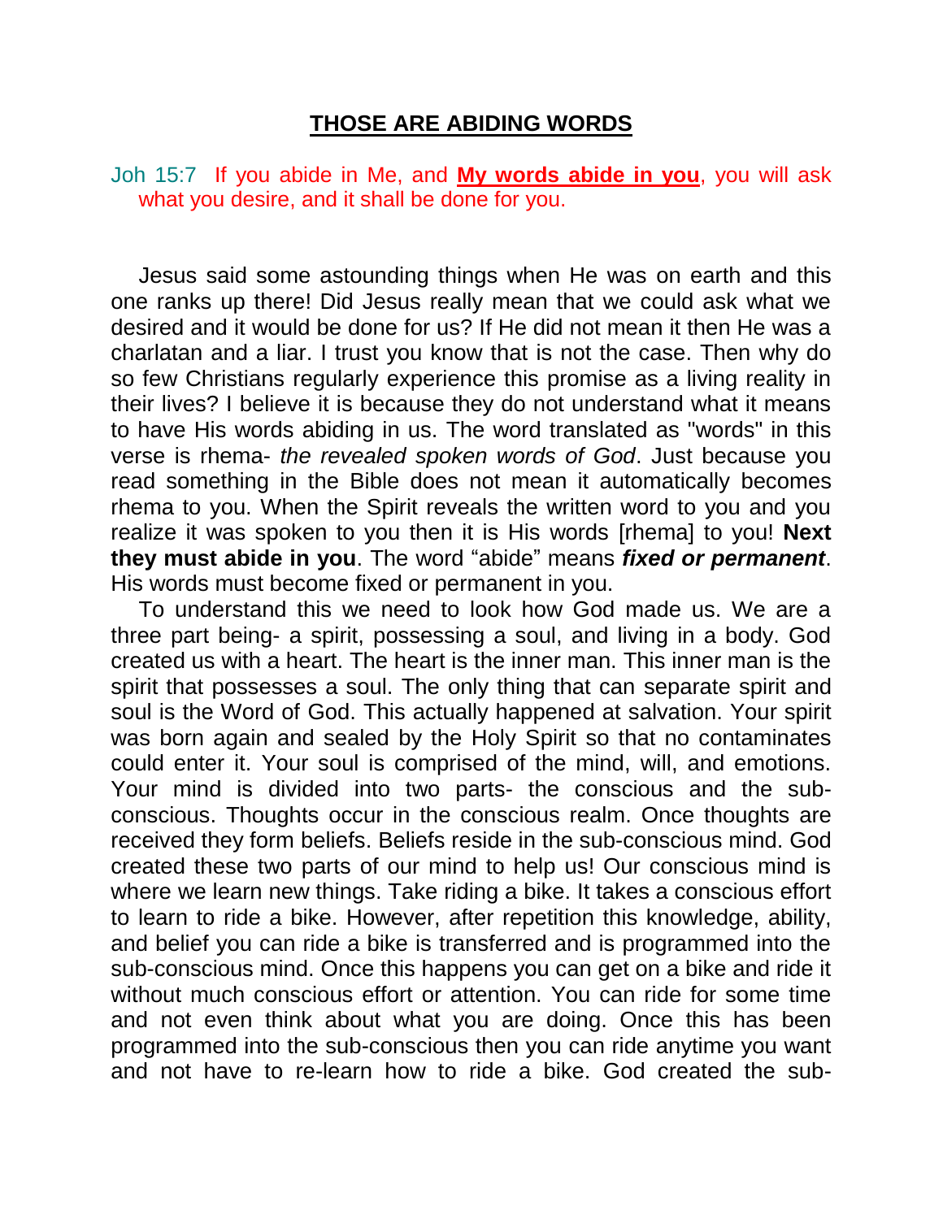# THOSE ARE ABIDING WORDS

Joh 15:7  If you abide in Me, and **My words abide in you**, you will ask what you desire, and it shall be done for you.

Jesus said some astounding things when He was on earth and this one ranks up there! Did Jesus really mean that we could ask what we desired and it would be done for us? If He did not mean it then He was a charlatan and a liar. I trust you know that is not the case. Then why do so few Christians regularly experience this promise as a living reality in their lives? I believe it is because they do not understand what it means to have His words abiding in us. The word translated as "words" in this verse is rhema- *the revealed spoken words of God*. Just because you read something in the Bible does not mean it automatically becomes rhema to you. When the Spirit reveals the written word to you and you realize it was spoken to you then it is His words [rhema] to you! **Next they must abide in you**. The word "abide" means ***fixed or permanent***. His words must become fixed or permanent in you.

To understand this we need to look how God made us. We are a three part being- a spirit, possessing a soul, and living in a body. God created us with a heart. The heart is the inner man. This inner man is the spirit that possesses a soul. The only thing that can separate spirit and soul is the Word of God. This actually happened at salvation. Your spirit was born again and sealed by the Holy Spirit so that no contaminates could enter it. Your soul is comprised of the mind, will, and emotions. Your mind is divided into two parts- the conscious and the sub-conscious. Thoughts occur in the conscious realm. Once thoughts are received they form beliefs. Beliefs reside in the sub-conscious mind. God created these two parts of our mind to help us! Our conscious mind is where we learn new things. Take riding a bike. It takes a conscious effort to learn to ride a bike. However, after repetition this knowledge, ability, and belief you can ride a bike is transferred and is programmed into the sub-conscious mind. Once this happens you can get on a bike and ride it without much conscious effort or attention. You can ride for some time and not even think about what you are doing. Once this has been programmed into the sub-conscious then you can ride anytime you want and not have to re-learn how to ride a bike. God created the sub-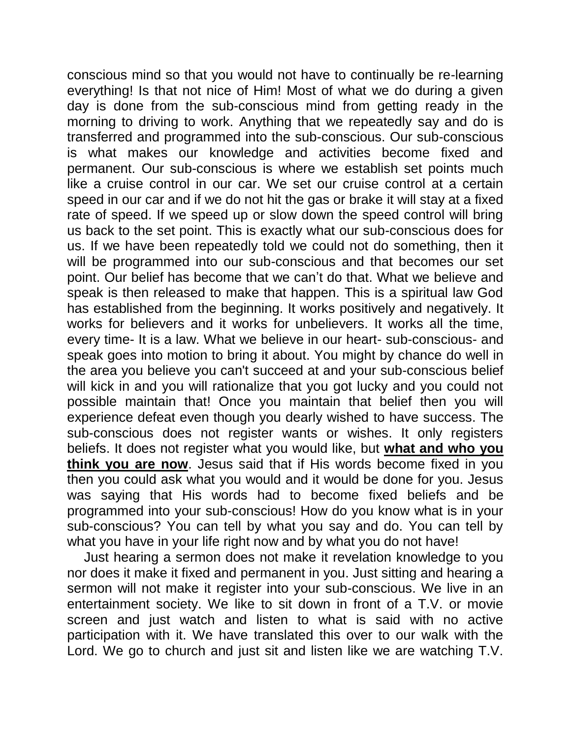conscious mind so that you would not have to continually be re-learning everything! Is that not nice of Him! Most of what we do during a given day is done from the sub-conscious mind from getting ready in the morning to driving to work. Anything that we repeatedly say and do is transferred and programmed into the sub-conscious. Our sub-conscious is what makes our knowledge and activities become fixed and permanent. Our sub-conscious is where we establish set points much like a cruise control in our car. We set our cruise control at a certain speed in our car and if we do not hit the gas or brake it will stay at a fixed rate of speed. If we speed up or slow down the speed control will bring us back to the set point. This is exactly what our sub-conscious does for us. If we have been repeatedly told we could not do something, then it will be programmed into our sub-conscious and that becomes our set point. Our belief has become that we can't do that. What we believe and speak is then released to make that happen. This is a spiritual law God has established from the beginning. It works positively and negatively. It works for believers and it works for unbelievers. It works all the time, every time- It is a law. What we believe in our heart- sub-conscious- and speak goes into motion to bring it about. You might by chance do well in the area you believe you can't succeed at and your sub-conscious belief will kick in and you will rationalize that you got lucky and you could not possible maintain that! Once you maintain that belief then you will experience defeat even though you dearly wished to have success. The sub-conscious does not register wants or wishes. It only registers beliefs. It does not register what you would like, but **what and who you think you are now**. Jesus said that if His words become fixed in you then you could ask what you would and it would be done for you. Jesus was saying that His words had to become fixed beliefs and be programmed into your sub-conscious! How do you know what is in your sub-conscious? You can tell by what you say and do. You can tell by what you have in your life right now and by what you do not have!

Just hearing a sermon does not make it revelation knowledge to you nor does it make it fixed and permanent in you. Just sitting and hearing a sermon will not make it register into your sub-conscious. We live in an entertainment society. We like to sit down in front of a T.V. or movie screen and just watch and listen to what is said with no active participation with it. We have translated this over to our walk with the Lord. We go to church and just sit and listen like we are watching T.V.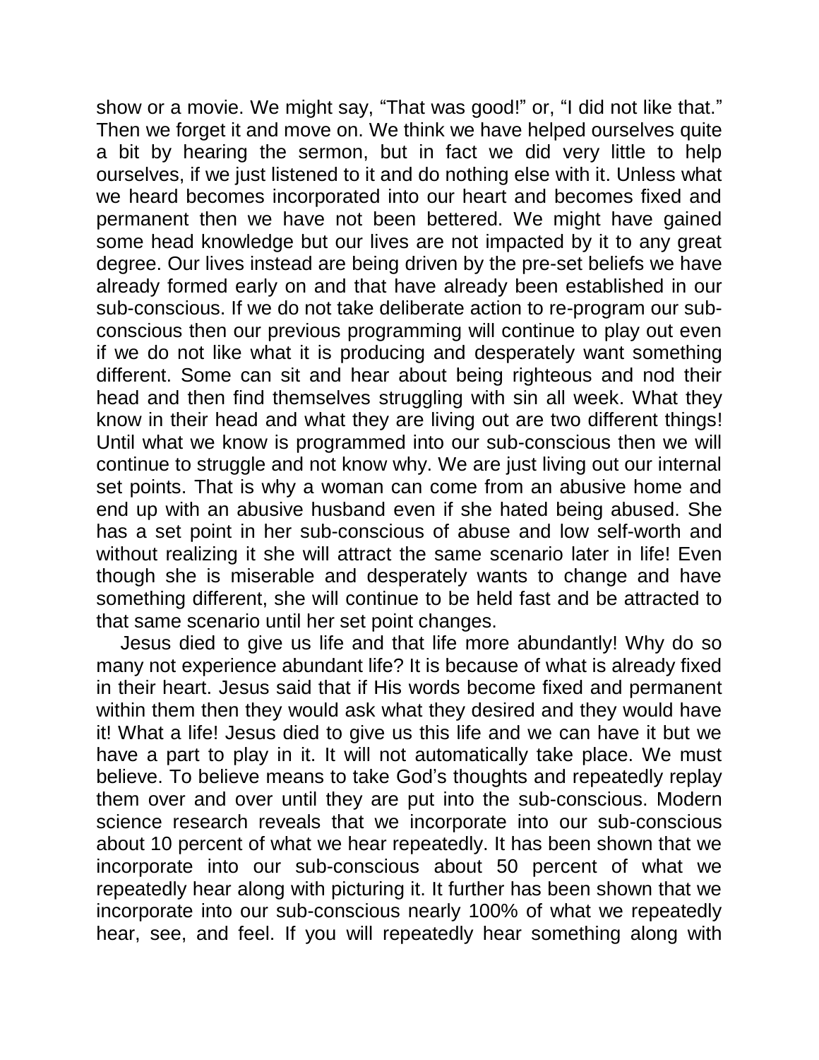show or a movie. We might say, "That was good!" or, "I did not like that." Then we forget it and move on. We think we have helped ourselves quite a bit by hearing the sermon, but in fact we did very little to help ourselves, if we just listened to it and do nothing else with it. Unless what we heard becomes incorporated into our heart and becomes fixed and permanent then we have not been bettered. We might have gained some head knowledge but our lives are not impacted by it to any great degree. Our lives instead are being driven by the pre-set beliefs we have already formed early on and that have already been established in our sub-conscious. If we do not take deliberate action to re-program our sub-conscious then our previous programming will continue to play out even if we do not like what it is producing and desperately want something different. Some can sit and hear about being righteous and nod their head and then find themselves struggling with sin all week. What they know in their head and what they are living out are two different things! Until what we know is programmed into our sub-conscious then we will continue to struggle and not know why. We are just living out our internal set points. That is why a woman can come from an abusive home and end up with an abusive husband even if she hated being abused. She has a set point in her sub-conscious of abuse and low self-worth and without realizing it she will attract the same scenario later in life! Even though she is miserable and desperately wants to change and have something different, she will continue to be held fast and be attracted to that same scenario until her set point changes.

Jesus died to give us life and that life more abundantly! Why do so many not experience abundant life? It is because of what is already fixed in their heart. Jesus said that if His words become fixed and permanent within them then they would ask what they desired and they would have it! What a life! Jesus died to give us this life and we can have it but we have a part to play in it. It will not automatically take place. We must believe. To believe means to take God's thoughts and repeatedly replay them over and over until they are put into the sub-conscious. Modern science research reveals that we incorporate into our sub-conscious about 10 percent of what we hear repeatedly. It has been shown that we incorporate into our sub-conscious about 50 percent of what we repeatedly hear along with picturing it. It further has been shown that we incorporate into our sub-conscious nearly 100% of what we repeatedly hear, see, and feel. If you will repeatedly hear something along with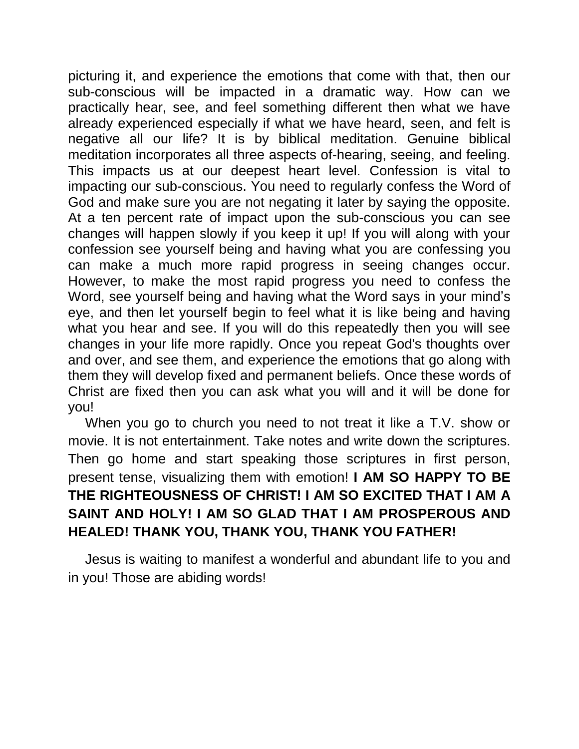picturing it, and experience the emotions that come with that, then our sub-conscious will be impacted in a dramatic way. How can we practically hear, see, and feel something different then what we have already experienced especially if what we have heard, seen, and felt is negative all our life? It is by biblical meditation. Genuine biblical meditation incorporates all three aspects of-hearing, seeing, and feeling. This impacts us at our deepest heart level. Confession is vital to impacting our sub-conscious. You need to regularly confess the Word of God and make sure you are not negating it later by saying the opposite. At a ten percent rate of impact upon the sub-conscious you can see changes will happen slowly if you keep it up! If you will along with your confession see yourself being and having what you are confessing you can make a much more rapid progress in seeing changes occur. However, to make the most rapid progress you need to confess the Word, see yourself being and having what the Word says in your mind's eye, and then let yourself begin to feel what it is like being and having what you hear and see. If you will do this repeatedly then you will see changes in your life more rapidly. Once you repeat God's thoughts over and over, and see them, and experience the emotions that go along with them they will develop fixed and permanent beliefs. Once these words of Christ are fixed then you can ask what you will and it will be done for you!

When you go to church you need to not treat it like a T.V. show or movie. It is not entertainment. Take notes and write down the scriptures. Then go home and start speaking those scriptures in first person, present tense, visualizing them with emotion! **I AM SO HAPPY TO BE THE RIGHTEOUSNESS OF CHRIST! I AM SO EXCITED THAT I AM A SAINT AND HOLY! I AM SO GLAD THAT I AM PROSPEROUS AND HEALED! THANK YOU, THANK YOU, THANK YOU FATHER!**

Jesus is waiting to manifest a wonderful and abundant life to you and in you! Those are abiding words!